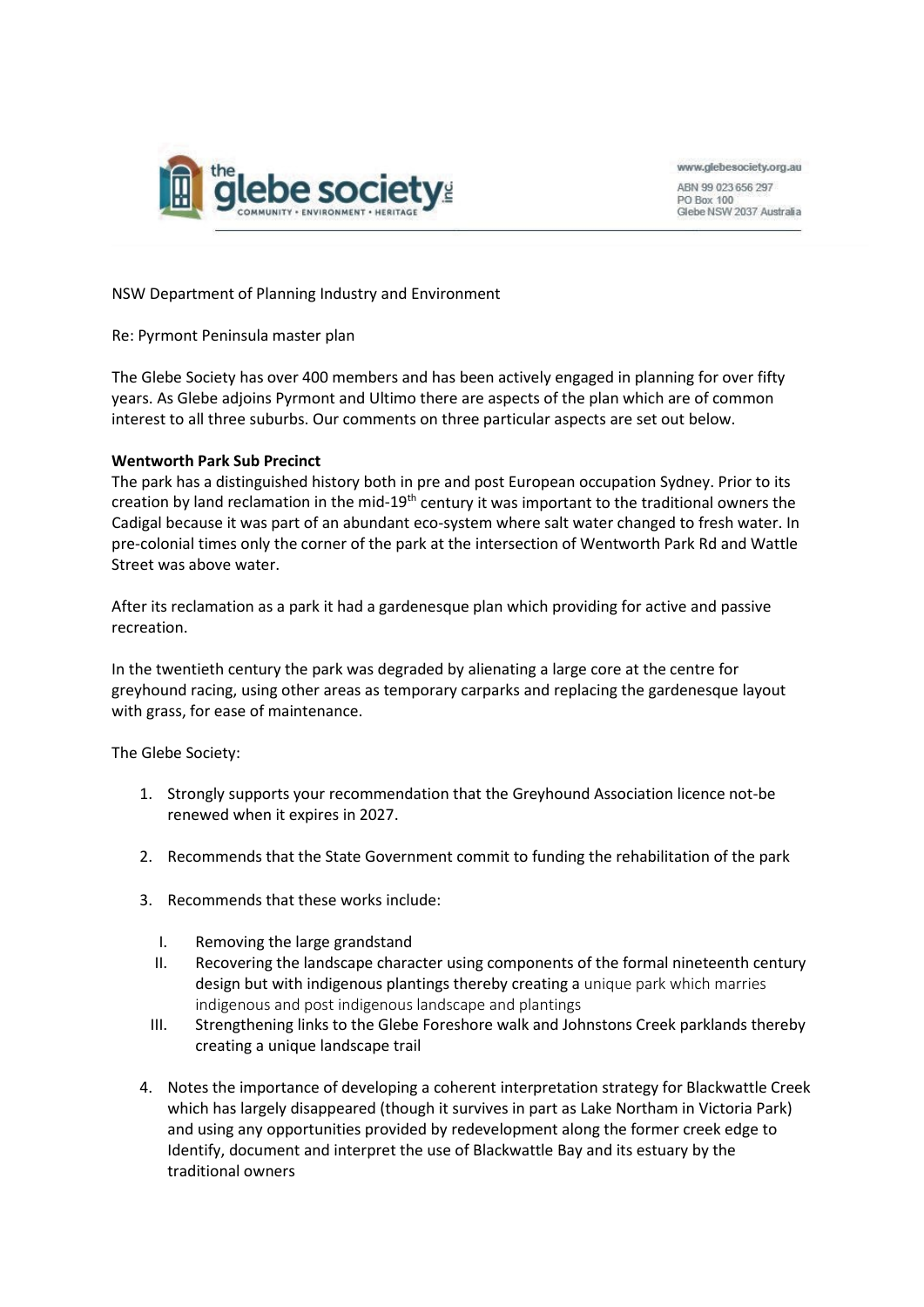www.glebesociety.org.au
ABN 99 023 656 297
PO Box 100
Glebe NSW 2037 Australia

NSW Department of Planning Industry and Environment

Re: Pyrmont Peninsula master plan

The Glebe Society has over 400 members and has been actively engaged in planning for over fifty years. As Glebe adjoins Pyrmont and Ultimo there are aspects of the plan which are of common interest to all three suburbs. Our comments on three particular aspects are set out below.

**Wentworth Park Sub Precinct**

The park has a distinguished history both in pre and post European occupation Sydney. Prior to its creation by land reclamation in the mid-19th century it was important to the traditional owners the Cadigal because it was part of an abundant eco-system where salt water changed to fresh water. In pre-colonial times only the corner of the park at the intersection of Wentworth Park Rd and Wattle Street was above water.

After its reclamation as a park it had a gardenesque plan which providing for active and passive recreation.

In the twentieth century the park was degraded by alienating a large core at the centre for greyhound racing, using other areas as temporary carparks and replacing the gardenesque layout with grass, for ease of maintenance.

The Glebe Society:

1. Strongly supports your recommendation that the Greyhound Association licence not-be renewed when it expires in 2027.
2. Recommends that the State Government commit to funding the rehabilitation of the park
3. Recommends that these works include:
   I. Removing the large grandstand
   II. Recovering the landscape character using components of the formal nineteenth century design but with indigenous plantings thereby creating a unique park which marries indigenous and post indigenous landscape and plantings
   III. Strengthening links to the Glebe Foreshore walk and Johnstons Creek parklands thereby creating a unique landscape trail
4. Notes the importance of developing a coherent interpretation strategy for Blackwattle Creek which has largely disappeared (though it survives in part as Lake Northam in Victoria Park) and using any opportunities provided by redevelopment along the former creek edge to Identify, document and interpret the use of Blackwattle Bay and its estuary by the traditional owners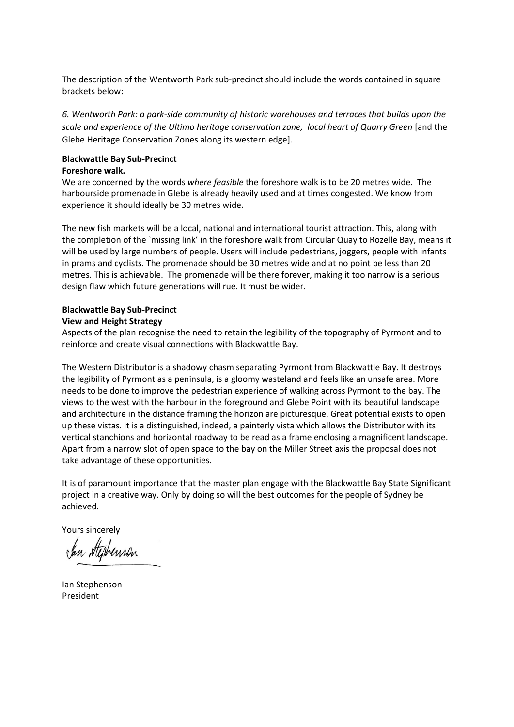The description of the Wentworth Park sub-precinct should include the words contained in square brackets below:

*6. Wentworth Park: a park-side community of historic warehouses and terraces that builds upon the scale and experience of the Ultimo heritage conservation zone, local heart of Quarry Green* [and the Glebe Heritage Conservation Zones along its western edge].

**Blackwattle Bay Sub-Precinct**
**Foreshore walk.**

We are concerned by the words *where feasible* the foreshore walk is to be 20 metres wide. The harbourside promenade in Glebe is already heavily used and at times congested. We know from experience it should ideally be 30 metres wide.

The new fish markets will be a local, national and international tourist attraction. This, along with the completion of the `missing link' in the foreshore walk from Circular Quay to Rozelle Bay, means it will be used by large numbers of people. Users will include pedestrians, joggers, people with infants in prams and cyclists. The promenade should be 30 metres wide and at no point be less than 20 metres. This is achievable. The promenade will be there forever, making it too narrow is a serious design flaw which future generations will rue. It must be wider.

**Blackwattle Bay Sub-Precinct**
**View and Height Strategy**

Aspects of the plan recognise the need to retain the legibility of the topography of Pyrmont and to reinforce and create visual connections with Blackwattle Bay.

The Western Distributor is a shadowy chasm separating Pyrmont from Blackwattle Bay. It destroys the legibility of Pyrmont as a peninsula, is a gloomy wasteland and feels like an unsafe area. More needs to be done to improve the pedestrian experience of walking across Pyrmont to the bay. The views to the west with the harbour in the foreground and Glebe Point with its beautiful landscape and architecture in the distance framing the horizon are picturesque. Great potential exists to open up these vistas. It is a distinguished, indeed, a painterly vista which allows the Distributor with its vertical stanchions and horizontal roadway to be read as a frame enclosing a magnificent landscape. Apart from a narrow slot of open space to the bay on the Miller Street axis the proposal does not take advantage of these opportunities.

It is of paramount importance that the master plan engage with the Blackwattle Bay State Significant project in a creative way. Only by doing so will the best outcomes for the people of Sydney be achieved.

Yours sincerely

Ian Stephenson
President